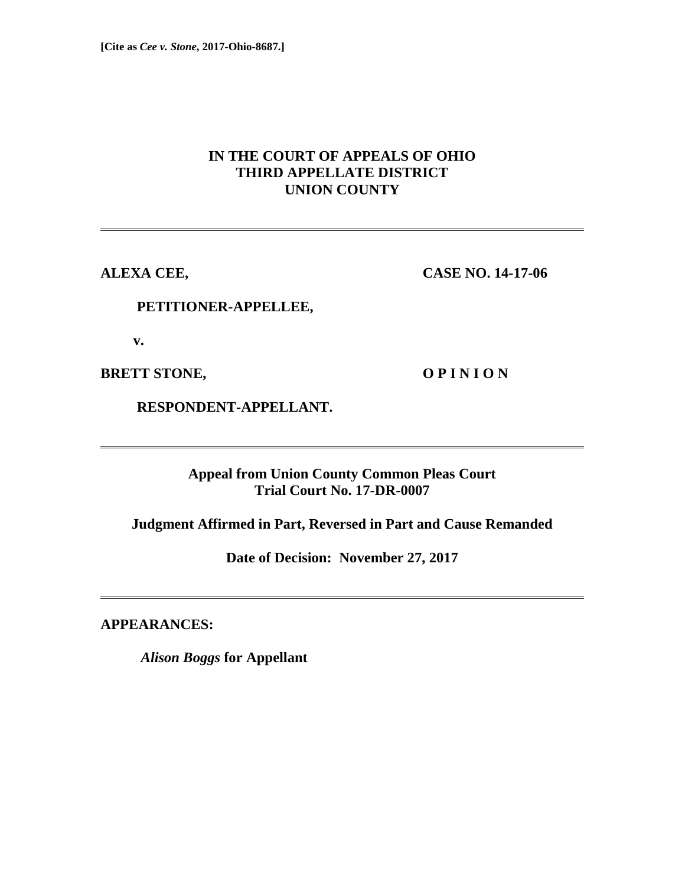**[Cite as *Cee v. Stone*, 2017-Ohio-8687.]**

# IN THE COURT OF APPEALS OF OHIO
# THIRD APPELLATE DISTRICT
# UNION COUNTY

---

**ALEXA CEE,** **CASE NO. 14-17-06**

**PETITIONER-APPELLEE,**

**v.**

**BRETT STONE,** **O P I N I O N**

**RESPONDENT-APPELLANT.**

---

**Appeal from Union County Common Pleas Court**
**Trial Court No. 17-DR-0007**

**Judgment Affirmed in Part, Reversed in Part and Cause Remanded**

**Date of Decision: November 27, 2017**

---

**APPEARANCES:**

*Alison Boggs* **for Appellant**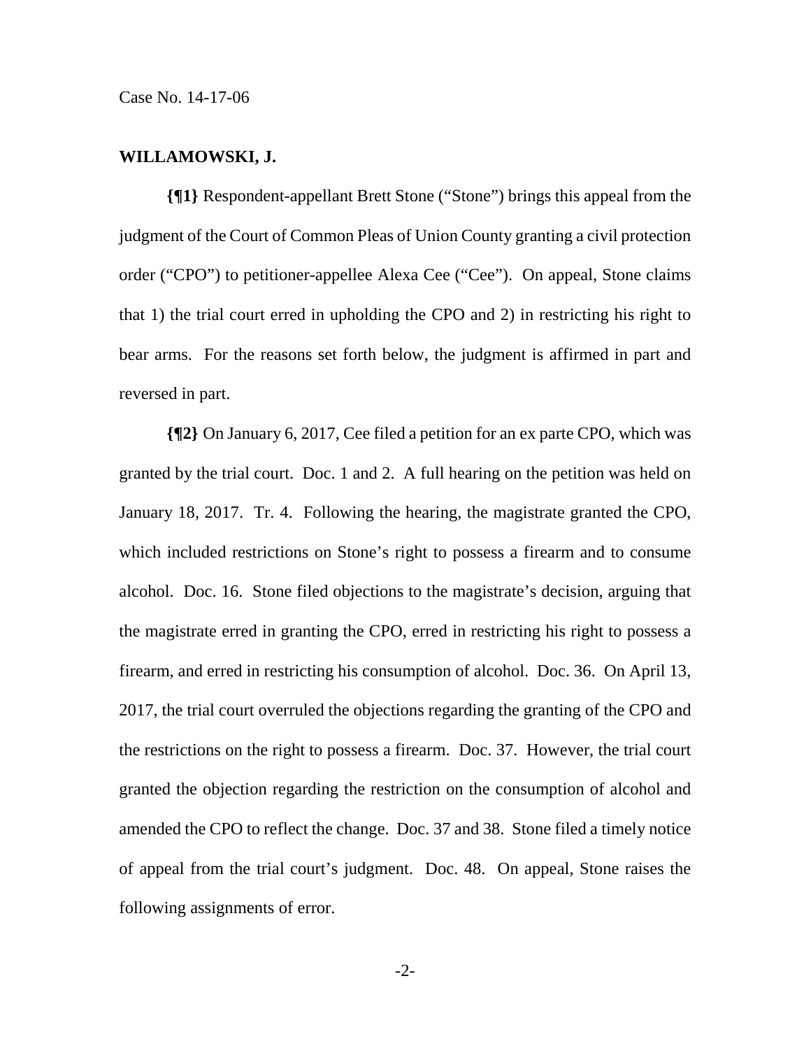**WILLAMOWSKI, J.**

**{¶1}** Respondent-appellant Brett Stone ("Stone") brings this appeal from the judgment of the Court of Common Pleas of Union County granting a civil protection order ("CPO") to petitioner-appellee Alexa Cee ("Cee"). On appeal, Stone claims that 1) the trial court erred in upholding the CPO and 2) in restricting his right to bear arms. For the reasons set forth below, the judgment is affirmed in part and reversed in part.

**{¶2}** On January 6, 2017, Cee filed a petition for an ex parte CPO, which was granted by the trial court. Doc. 1 and 2. A full hearing on the petition was held on January 18, 2017. Tr. 4. Following the hearing, the magistrate granted the CPO, which included restrictions on Stone's right to possess a firearm and to consume alcohol. Doc. 16. Stone filed objections to the magistrate's decision, arguing that the magistrate erred in granting the CPO, erred in restricting his right to possess a firearm, and erred in restricting his consumption of alcohol. Doc. 36. On April 13, 2017, the trial court overruled the objections regarding the granting of the CPO and the restrictions on the right to possess a firearm. Doc. 37. However, the trial court granted the objection regarding the restriction on the consumption of alcohol and amended the CPO to reflect the change. Doc. 37 and 38. Stone filed a timely notice of appeal from the trial court's judgment. Doc. 48. On appeal, Stone raises the following assignments of error.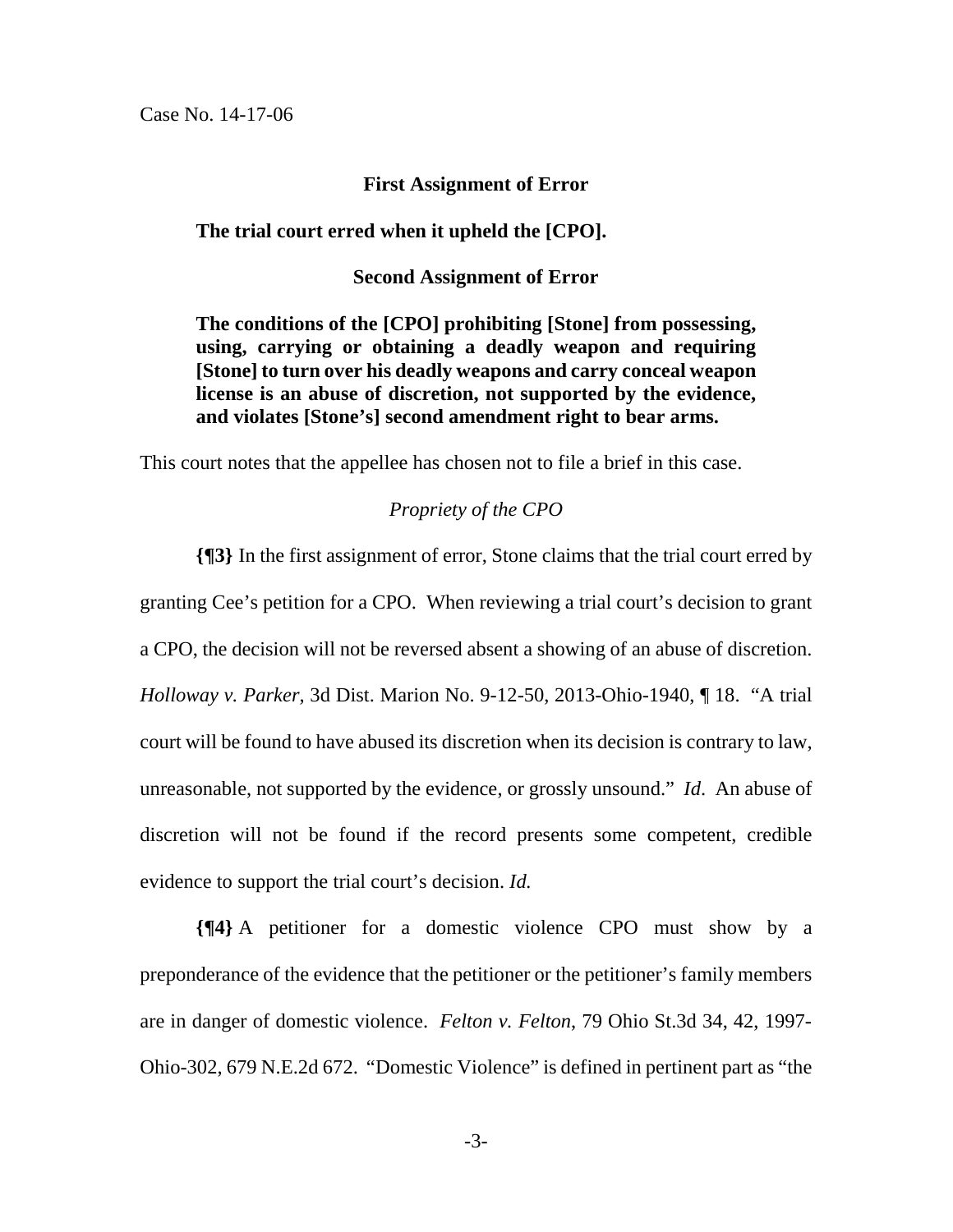**First Assignment of Error**

**The trial court erred when it upheld the [CPO].**

**Second Assignment of Error**

**The conditions of the [CPO] prohibiting [Stone] from possessing, using, carrying or obtaining a deadly weapon and requiring [Stone] to turn over his deadly weapons and carry conceal weapon license is an abuse of discretion, not supported by the evidence, and violates [Stone's] second amendment right to bear arms.**

This court notes that the appellee has chosen not to file a brief in this case.

*Propriety of the CPO*

**{¶3}** In the first assignment of error, Stone claims that the trial court erred by granting Cee's petition for a CPO. When reviewing a trial court's decision to grant a CPO, the decision will not be reversed absent a showing of an abuse of discretion. *Holloway v. Parker*, 3d Dist. Marion No. 9-12-50, 2013-Ohio-1940, ¶ 18. "A trial court will be found to have abused its discretion when its decision is contrary to law, unreasonable, not supported by the evidence, or grossly unsound." *Id*. An abuse of discretion will not be found if the record presents some competent, credible evidence to support the trial court's decision. *Id.*

**{¶4}** A petitioner for a domestic violence CPO must show by a preponderance of the evidence that the petitioner or the petitioner's family members are in danger of domestic violence. *Felton v. Felton*, 79 Ohio St.3d 34, 42, 1997-Ohio-302, 679 N.E.2d 672. "Domestic Violence" is defined in pertinent part as "the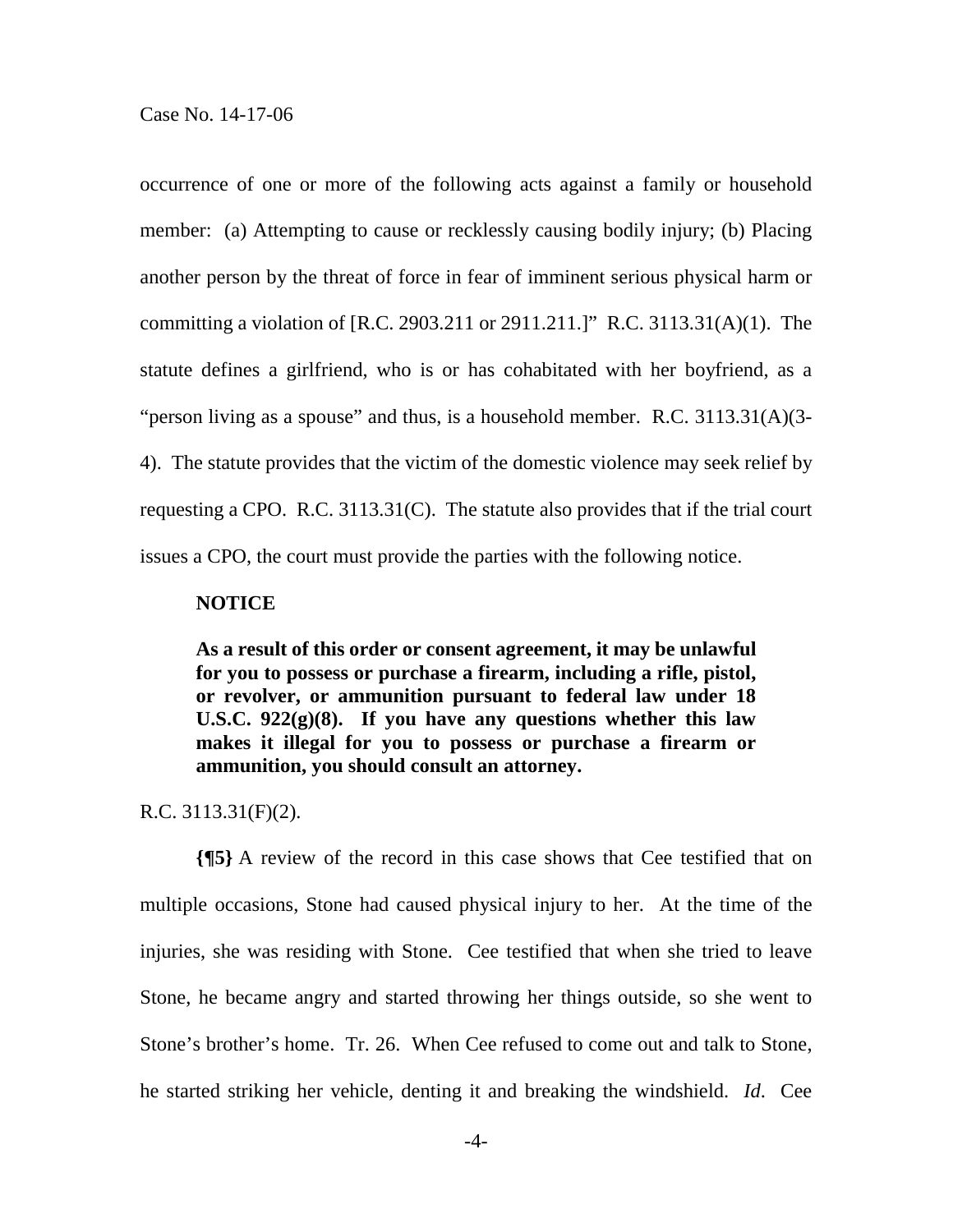occurrence of one or more of the following acts against a family or household member: (a) Attempting to cause or recklessly causing bodily injury; (b) Placing another person by the threat of force in fear of imminent serious physical harm or committing a violation of [R.C. 2903.211 or 2911.211.]" R.C. 3113.31(A)(1). The statute defines a girlfriend, who is or has cohabitated with her boyfriend, as a "person living as a spouse" and thus, is a household member. R.C. 3113.31(A)(3-4). The statute provides that the victim of the domestic violence may seek relief by requesting a CPO. R.C. 3113.31(C). The statute also provides that if the trial court issues a CPO, the court must provide the parties with the following notice.

> **NOTICE**
>
> **As a result of this order or consent agreement, it may be unlawful for you to possess or purchase a firearm, including a rifle, pistol, or revolver, or ammunition pursuant to federal law under 18 U.S.C. 922(g)(8). If you have any questions whether this law makes it illegal for you to possess or purchase a firearm or ammunition, you should consult an attorney.**

R.C. 3113.31(F)(2).

**{¶5}** A review of the record in this case shows that Cee testified that on multiple occasions, Stone had caused physical injury to her. At the time of the injuries, she was residing with Stone. Cee testified that when she tried to leave Stone, he became angry and started throwing her things outside, so she went to Stone's brother's home. Tr. 26. When Cee refused to come out and talk to Stone, he started striking her vehicle, denting it and breaking the windshield. *Id.* Cee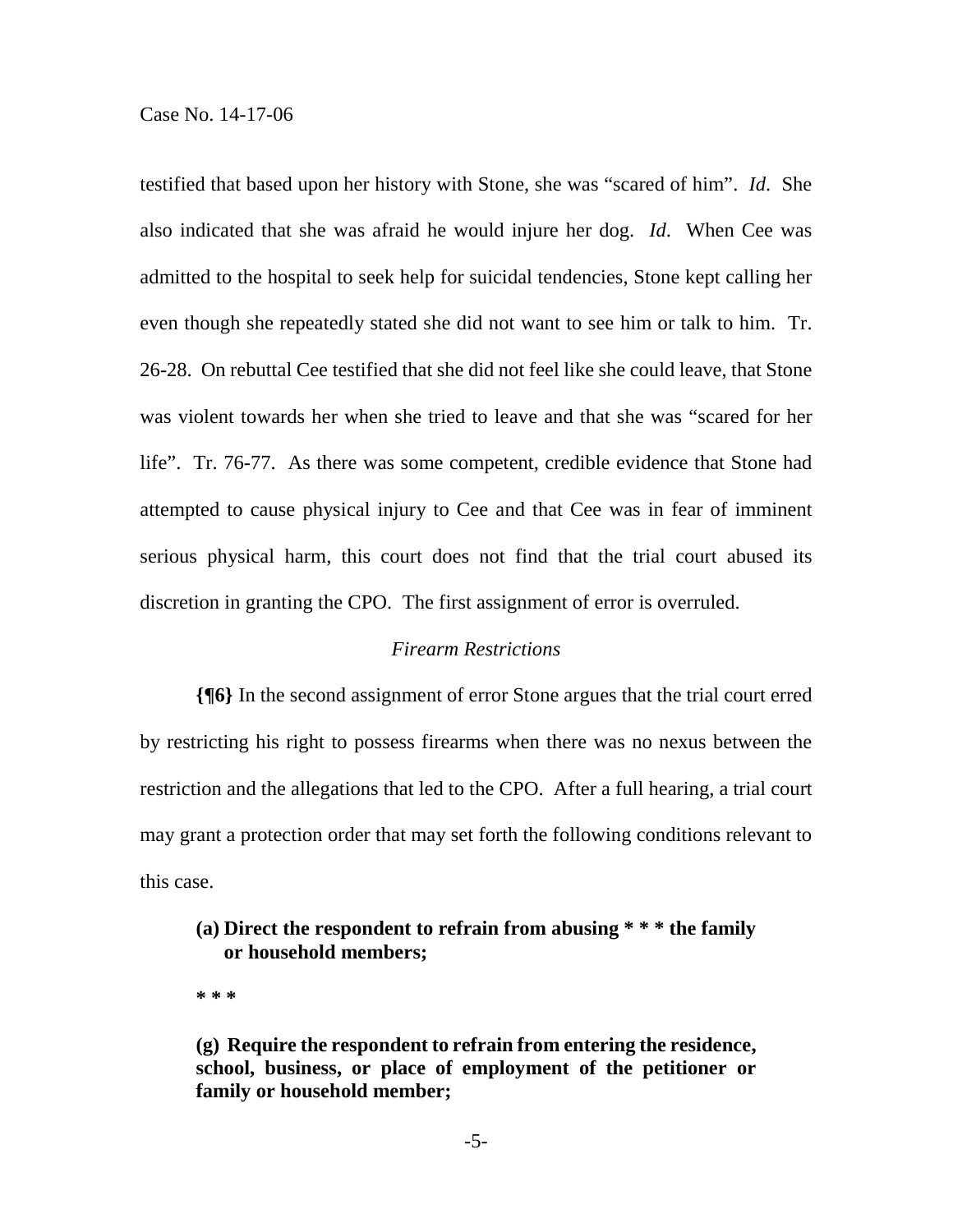testified that based upon her history with Stone, she was "scared of him". *Id*. She also indicated that she was afraid he would injure her dog. *Id*. When Cee was admitted to the hospital to seek help for suicidal tendencies, Stone kept calling her even though she repeatedly stated she did not want to see him or talk to him. Tr. 26-28. On rebuttal Cee testified that she did not feel like she could leave, that Stone was violent towards her when she tried to leave and that she was "scared for her life". Tr. 76-77. As there was some competent, credible evidence that Stone had attempted to cause physical injury to Cee and that Cee was in fear of imminent serious physical harm, this court does not find that the trial court abused its discretion in granting the CPO. The first assignment of error is overruled.

*Firearm Restrictions*

**{¶6}** In the second assignment of error Stone argues that the trial court erred by restricting his right to possess firearms when there was no nexus between the restriction and the allegations that led to the CPO. After a full hearing, a trial court may grant a protection order that may set forth the following conditions relevant to this case.

> **(a) Direct the respondent to refrain from abusing * * * the family or household members;**
>
> *** * ***
>
> **(g) Require the respondent to refrain from entering the residence, school, business, or place of employment of the petitioner or family or household member;**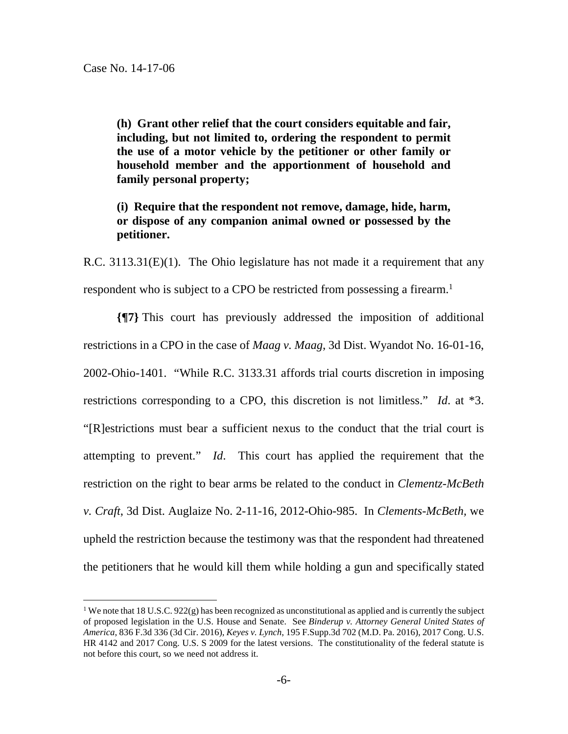**(h) Grant other relief that the court considers equitable and fair, including, but not limited to, ordering the respondent to permit the use of a motor vehicle by the petitioner or other family or household member and the apportionment of household and family personal property;**

**(i) Require that the respondent not remove, damage, hide, harm, or dispose of any companion animal owned or possessed by the petitioner.**

R.C. 3113.31(E)(1). The Ohio legislature has not made it a requirement that any respondent who is subject to a CPO be restricted from possessing a firearm.[1]

**{¶7}** This court has previously addressed the imposition of additional restrictions in a CPO in the case of *Maag v. Maag*, 3d Dist. Wyandot No. 16-01-16, 2002-Ohio-1401. "While R.C. 3133.31 affords trial courts discretion in imposing restrictions corresponding to a CPO, this discretion is not limitless." *Id*. at *3. "[R]estrictions must bear a sufficient nexus to the conduct that the trial court is attempting to prevent." *Id*. This court has applied the requirement that the restriction on the right to bear arms be related to the conduct in *Clementz-McBeth v. Craft*, 3d Dist. Auglaize No. 2-11-16, 2012-Ohio-985. In *Clements-McBeth*, we upheld the restriction because the testimony was that the respondent had threatened the petitioners that he would kill them while holding a gun and specifically stated

---

[1] We note that 18 U.S.C. 922(g) has been recognized as unconstitutional as applied and is currently the subject of proposed legislation in the U.S. House and Senate. See *Binderup v. Attorney General United States of America*, 836 F.3d 336 (3d Cir. 2016), *Keyes v. Lynch*, 195 F.Supp.3d 702 (M.D. Pa. 2016), 2017 Cong. U.S. HR 4142 and 2017 Cong. U.S. S 2009 for the latest versions. The constitutionality of the federal statute is not before this court, so we need not address it.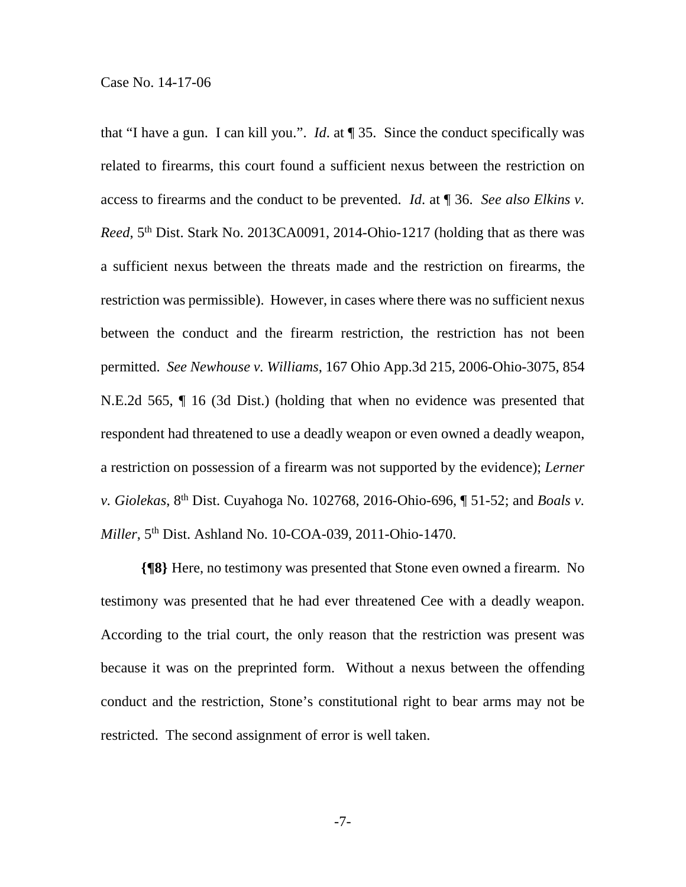that "I have a gun. I can kill you.". *Id*. at ¶ 35. Since the conduct specifically was related to firearms, this court found a sufficient nexus between the restriction on access to firearms and the conduct to be prevented. *Id*. at ¶ 36. *See also Elkins v. Reed*, 5th Dist. Stark No. 2013CA0091, 2014-Ohio-1217 (holding that as there was a sufficient nexus between the threats made and the restriction on firearms, the restriction was permissible). However, in cases where there was no sufficient nexus between the conduct and the firearm restriction, the restriction has not been permitted. *See Newhouse v. Williams*, 167 Ohio App.3d 215, 2006-Ohio-3075, 854 N.E.2d 565, ¶ 16 (3d Dist.) (holding that when no evidence was presented that respondent had threatened to use a deadly weapon or even owned a deadly weapon, a restriction on possession of a firearm was not supported by the evidence); *Lerner v. Giolekas*, 8th Dist. Cuyahoga No. 102768, 2016-Ohio-696, ¶ 51-52; and *Boals v. Miller*, 5th Dist. Ashland No. 10-COA-039, 2011-Ohio-1470.

**{¶8}** Here, no testimony was presented that Stone even owned a firearm. No testimony was presented that he had ever threatened Cee with a deadly weapon. According to the trial court, the only reason that the restriction was present was because it was on the preprinted form. Without a nexus between the offending conduct and the restriction, Stone's constitutional right to bear arms may not be restricted. The second assignment of error is well taken.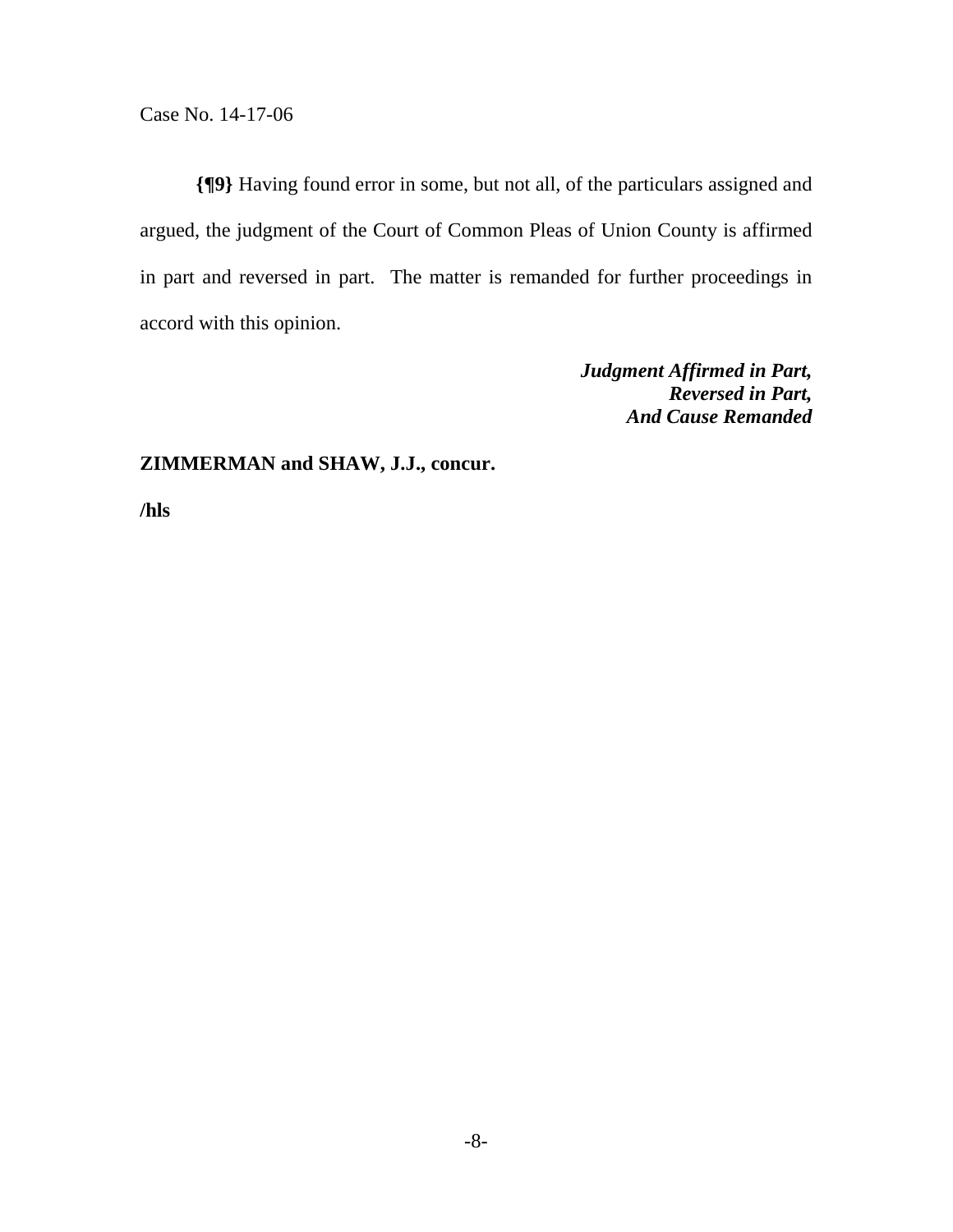**{¶9}** Having found error in some, but not all, of the particulars assigned and argued, the judgment of the Court of Common Pleas of Union County is affirmed in part and reversed in part. The matter is remanded for further proceedings in accord with this opinion.

***Judgment Affirmed in Part,***
***Reversed in Part,***
***And Cause Remanded***

**ZIMMERMAN and SHAW, J.J., concur.**

**/hls**